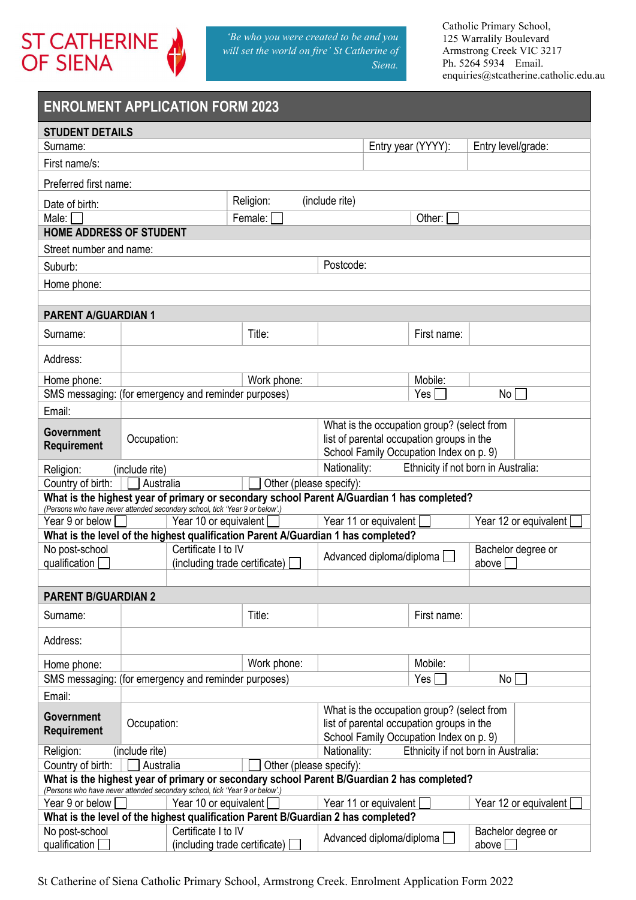ST CATHERINE OF SIENA

*'Be who you were created to be and you will set the world on fire' St Catherine of Siena.*

Catholic Primary School,
125 Warralily Boulevard
Armstrong Creek VIC 3217
Ph. 5264 5934 Email.
enquiries@stcatherine.catholic.edu.au

# ENROLMENT APPLICATION FORM 2023

## STUDENT DETAILS

| | | |
|---|---|---|
| Surname: | Entry year (YYYY): | Entry level/grade: |
| First name/s: | | |
| Preferred first name: | | |
| Date of birth: | Religion: (include rite) | |
| Male: ☐ | Female: ☐ | Other: ☐ |

## HOME ADDRESS OF STUDENT

| | |
|---|---|
| Street number and name: | |
| Suburb: | Postcode: |
| Home phone: | |

## PARENT A/GUARDIAN 1

| | | | | | |
|---|---|---|---|---|---|
| Surname: | | Title: | | First name: | |
| Address: | | | | | |
| Home phone: | | Work phone: | | Mobile: | |
| SMS messaging: (for emergency and reminder purposes) | | | | Yes ☐ | No ☐ |
| Email: | | | | | |
| **Government Requirement** | Occupation: | | What is the occupation group? (select from list of parental occupation groups in the School Family Occupation Index on p. 9) | | |
| Religion: (include rite) | | | Nationality: Ethnicity if not born in Australia: | | |
| Country of birth: | ☐ Australia | ☐ Other (please specify): | | | |

**What is the highest year of primary or secondary school Parent A/Guardian 1 has completed?**
*(Persons who have never attended secondary school, tick 'Year 9 or below'.)*

| | | | |
|---|---|---|---|
| Year 9 or below ☐ | Year 10 or equivalent ☐ | Year 11 or equivalent ☐ | Year 12 or equivalent ☐ |

**What is the level of the highest qualification Parent A/Guardian 1 has completed?**

| | | | |
|---|---|---|---|
| No post-school qualification ☐ | Certificate I to IV (including trade certificate) ☐ | Advanced diploma/diploma ☐ | Bachelor degree or above ☐ |

## PARENT B/GUARDIAN 2

| | | | | | |
|---|---|---|---|---|---|
| Surname: | | Title: | | First name: | |
| Address: | | | | | |
| Home phone: | | Work phone: | | Mobile: | |
| SMS messaging: (for emergency and reminder purposes) | | | | Yes ☐ | No ☐ |
| Email: | | | | | |
| **Government Requirement** | Occupation: | | What is the occupation group? (select from list of parental occupation groups in the School Family Occupation Index on p. 9) | | |
| Religion: (include rite) | | | Nationality: Ethnicity if not born in Australia: | | |
| Country of birth: | ☐ Australia | ☐ Other (please specify): | | | |

**What is the highest year of primary or secondary school Parent B/Guardian 2 has completed?**
*(Persons who have never attended secondary school, tick 'Year 9 or below'.)*

| | | | |
|---|---|---|---|
| Year 9 or below ☐ | Year 10 or equivalent ☐ | Year 11 or equivalent ☐ | Year 12 or equivalent ☐ |

**What is the level of the highest qualification Parent B/Guardian 2 has completed?**

| | | | |
|---|---|---|---|
| No post-school qualification ☐ | Certificate I to IV (including trade certificate) ☐ | Advanced diploma/diploma ☐ | Bachelor degree or above ☐ |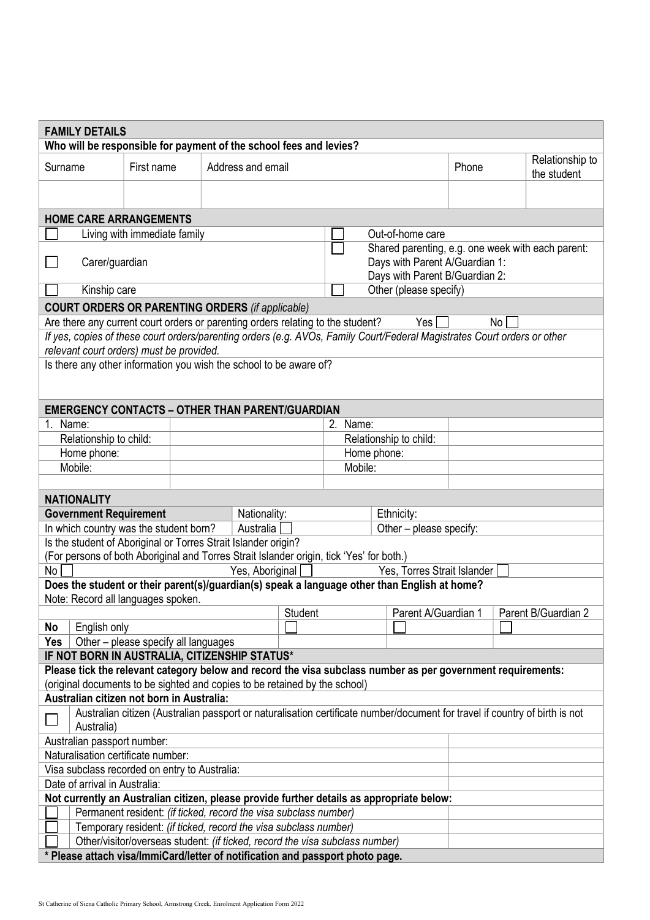## FAMILY DETAILS

**Who will be responsible for payment of the school fees and levies?**

| Surname | First name | Address and email | Phone | Relationship to the student |
|---|---|---|---|---|
| | | | | |

## HOME CARE ARRANGEMENTS

| | | | |
|---|---|---|---|
| ☐ | Living with immediate family | ☐ | Out-of-home care |
| ☐ | Carer/guardian | ☐ | Shared parenting, e.g. one week with each parent:<br>Days with Parent A/Guardian 1:<br>Days with Parent B/Guardian 2: |
| ☐ | Kinship care | ☐ | Other (please specify) |

## COURT ORDERS OR PARENTING ORDERS *(if applicable)*

Are there any current court orders or parenting orders relating to the student? Yes ☐ No ☐

*If yes, copies of these court orders/parenting orders (e.g. AVOs, Family Court/Federal Magistrates Court orders or other relevant court orders) must be provided.*

Is there any other information you wish the school to be aware of?

## EMERGENCY CONTACTS – OTHER THAN PARENT/GUARDIAN

| | | | |
|---|---|---|---|
| 1. Name: | | 2. Name: | |
| Relationship to child: | | Relationship to child: | |
| Home phone: | | Home phone: | |
| Mobile: | | Mobile: | |
| | | | |

## NATIONALITY

| **Government Requirement** | Nationality: | Ethnicity: |
|---|---|---|
| In which country was the student born? | Australia ☐ | Other – please specify: |

Is the student of Aboriginal or Torres Strait Islander origin?
(For persons of both Aboriginal and Torres Strait Islander origin, tick 'Yes' for both.)

No ☐ Yes, Aboriginal ☐ Yes, Torres Strait Islander ☐

**Does the student or their parent(s)/guardian(s) speak a language other than English at home?**
Note: Record all languages spoken.

| | | Student | Parent A/Guardian 1 | Parent B/Guardian 2 |
|---|---|---|---|---|
| **No** | English only | ☐ | ☐ | ☐ |
| **Yes** | Other – please specify all languages | | | |

## IF NOT BORN IN AUSTRALIA, CITIZENSHIP STATUS*

**Please tick the relevant category below and record the visa subclass number as per government requirements:**
(original documents to be sighted and copies to be retained by the school)

**Australian citizen not born in Australia:**

☐ Australian citizen (Australian passport or naturalisation certificate number/document for travel if country of birth is not Australia)

| | |
|---|---|
| Australian passport number: | |
| Naturalisation certificate number: | |
| Visa subclass recorded on entry to Australia: | |
| Date of arrival in Australia: | |

**Not currently an Australian citizen, please provide further details as appropriate below:**

| | | |
|---|---|---|
| ☐ | Permanent resident: *(if ticked, record the visa subclass number)* | |
| ☐ | Temporary resident: *(if ticked, record the visa subclass number)* | |
| ☐ | Other/visitor/overseas student: *(if ticked, record the visa subclass number)* | |

**\* Please attach visa/ImmiCard/letter of notification and passport photo page.**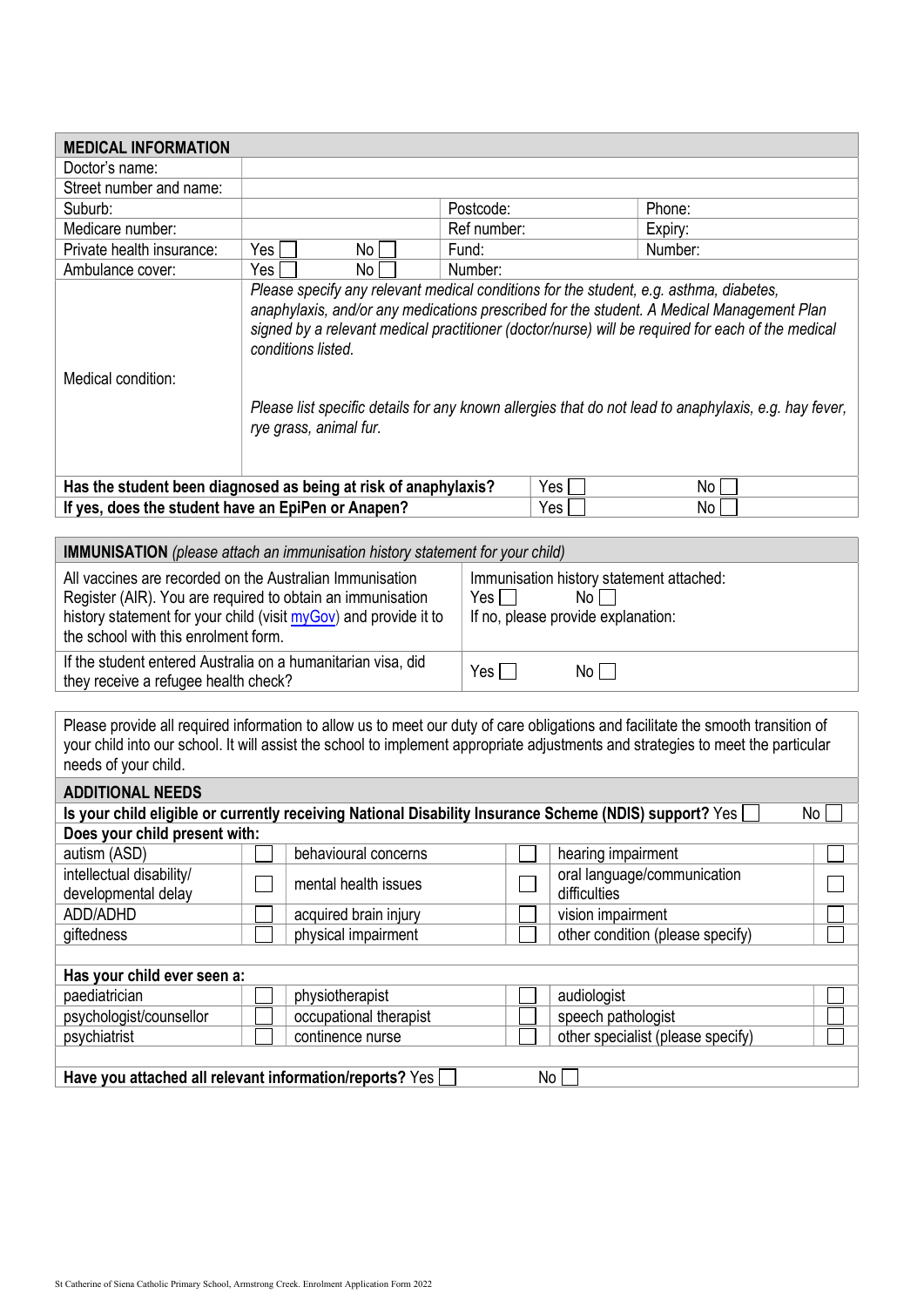| MEDICAL INFORMATION | | | | | |
|---|---|---|---|---|---|
| Doctor's name: | | | | | |
| Street number and name: | | | | | |
| Suburb: | | | Postcode: | | Phone: |
| Medicare number: | | | Ref number: | | Expiry: |
| Private health insurance: | Yes ☐ | No ☐ | Fund: | | Number: |
| Ambulance cover: | Yes ☐ | No ☐ | Number: | | |
| Medical condition: | *Please specify any relevant medical conditions for the student, e.g. asthma, diabetes, anaphylaxis, and/or any medications prescribed for the student. A Medical Management Plan signed by a relevant medical practitioner (doctor/nurse) will be required for each of the medical conditions listed.*<br><br>*Please list specific details for any known allergies that do not lead to anaphylaxis, e.g. hay fever, rye grass, animal fur.* | | | | |
| **Has the student been diagnosed as being at risk of anaphylaxis?** | | | | Yes ☐ | No ☐ |
| **If yes, does the student have an EpiPen or Anapen?** | | | | Yes ☐ | No ☐ |

| **IMMUNISATION** *(please attach an immunisation history statement for your child)* | |
|---|---|
| All vaccines are recorded on the Australian Immunisation Register (AIR). You are required to obtain an immunisation history statement for your child (visit myGov) and provide it to the school with this enrolment form. | Immunisation history statement attached:<br>Yes ☐ No ☐<br>If no, please provide explanation: |
| If the student entered Australia on a humanitarian visa, did they receive a refugee health check? | Yes ☐ No ☐ |

Please provide all required information to allow us to meet our duty of care obligations and facilitate the smooth transition of your child into our school. It will assist the school to implement appropriate adjustments and strategies to meet the particular needs of your child.

| ADDITIONAL NEEDS | | | | | |
|---|---|---|---|---|---|
| **Is your child eligible or currently receiving National Disability Insurance Scheme (NDIS) support?** Yes ☐ No ☐ | | | | | |
| **Does your child present with:** | | | | | |
| autism (ASD) | ☐ | behavioural concerns | ☐ | hearing impairment | ☐ |
| intellectual disability/ developmental delay | ☐ | mental health issues | ☐ | oral language/communication difficulties | ☐ |
| ADD/ADHD | ☐ | acquired brain injury | ☐ | vision impairment | ☐ |
| giftedness | ☐ | physical impairment | ☐ | other condition (please specify) | ☐ |
| **Has your child ever seen a:** | | | | | |
| paediatrician | ☐ | physiotherapist | ☐ | audiologist | ☐ |
| psychologist/counsellor | ☐ | occupational therapist | ☐ | speech pathologist | ☐ |
| psychiatrist | ☐ | continence nurse | ☐ | other specialist (please specify) | ☐ |
| **Have you attached all relevant information/reports?** Yes ☐ No ☐ | | | | | |

St Catherine of Siena Catholic Primary School, Armstrong Creek. Enrolment Application Form 2022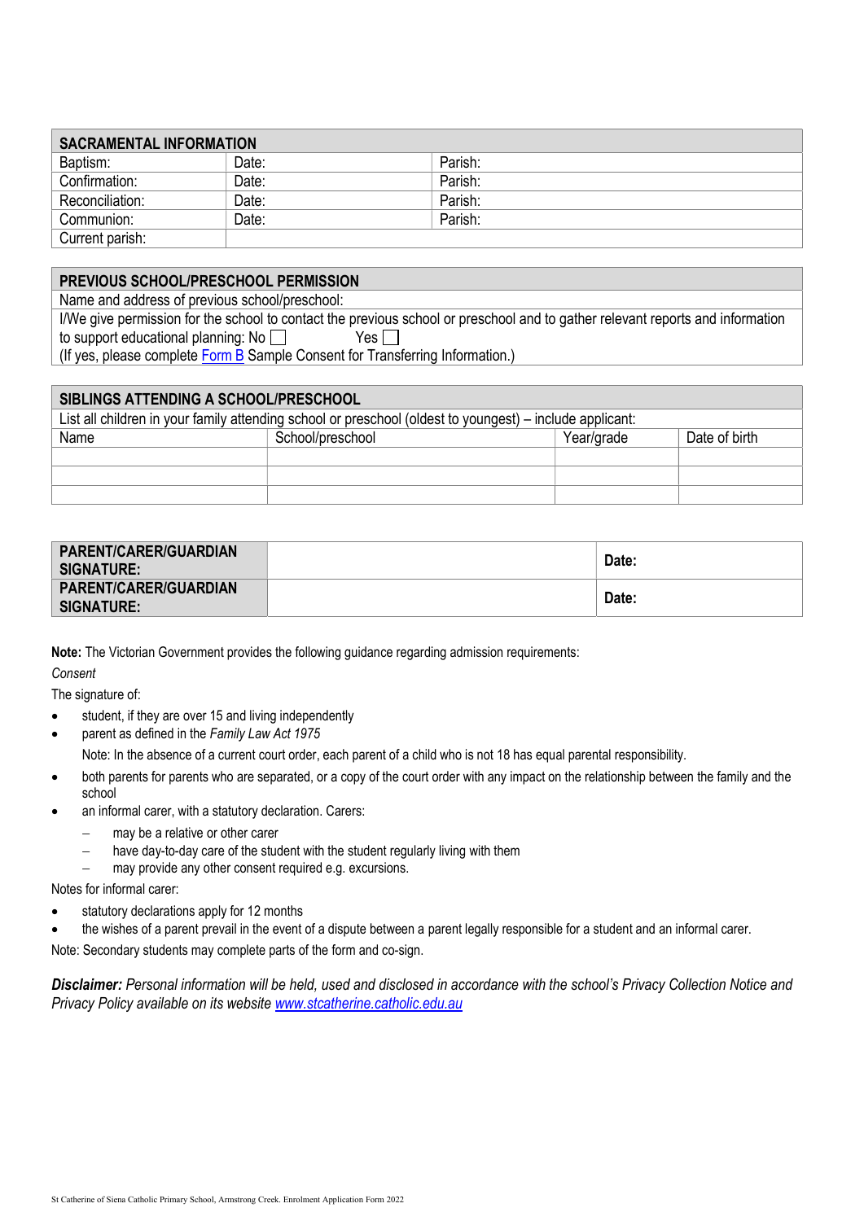| SACRAMENTAL INFORMATION | | |
| --- | --- | --- |
| Baptism: | Date: | Parish: |
| Confirmation: | Date: | Parish: |
| Reconciliation: | Date: | Parish: |
| Communion: | Date: | Parish: |
| Current parish: | | |

| PREVIOUS SCHOOL/PRESCHOOL PERMISSION |
| --- |
| Name and address of previous school/preschool: |
| I/We give permission for the school to contact the previous school or preschool and to gather relevant reports and information to support educational planning: No ☐ Yes ☐ (If yes, please complete Form B Sample Consent for Transferring Information.) |

| SIBLINGS ATTENDING A SCHOOL/PRESCHOOL | | | |
| --- | --- | --- | --- |
| List all children in your family attending school or preschool (oldest to youngest) – include applicant: | | | |
| Name | School/preschool | Year/grade | Date of birth |
| | | | |
| | | | |
| | | | |

| PARENT/CARER/GUARDIAN SIGNATURE: | | Date: |
| --- | --- | --- |
| PARENT/CARER/GUARDIAN SIGNATURE: | | Date: |

**Note:** The Victorian Government provides the following guidance regarding admission requirements:

*Consent*

The signature of:

- student, if they are over 15 and living independently
- parent as defined in the *Family Law Act 1975*

  Note: In the absence of a current court order, each parent of a child who is not 18 has equal parental responsibility.
- both parents for parents who are separated, or a copy of the court order with any impact on the relationship between the family and the school
- an informal carer, with a statutory declaration. Carers:
  - may be a relative or other carer
  - have day-to-day care of the student with the student regularly living with them
  - may provide any other consent required e.g. excursions.

Notes for informal carer:

- statutory declarations apply for 12 months
- the wishes of a parent prevail in the event of a dispute between a parent legally responsible for a student and an informal carer.

Note: Secondary students may complete parts of the form and co-sign.

***Disclaimer:*** *Personal information will be held, used and disclosed in accordance with the school's Privacy Collection Notice and Privacy Policy available on its website www.stcatherine.catholic.edu.au*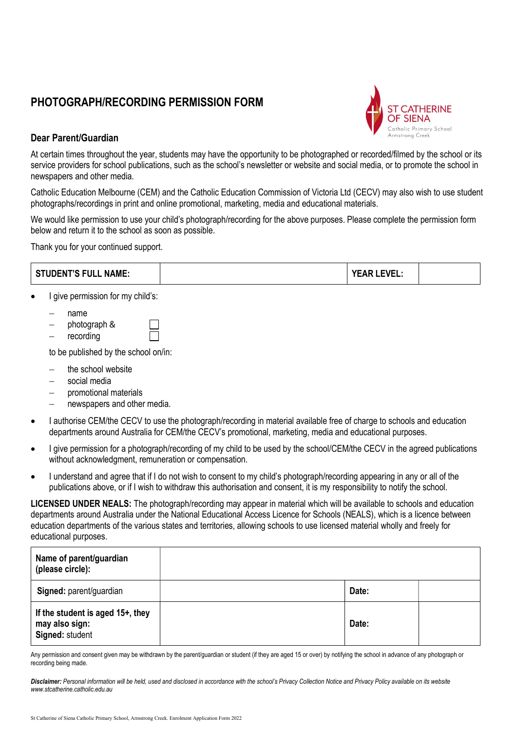# PHOTOGRAPH/RECORDING PERMISSION FORM

**Dear Parent/Guardian**

At certain times throughout the year, students may have the opportunity to be photographed or recorded/filmed by the school or its service providers for school publications, such as the school's newsletter or website and social media, or to promote the school in newspapers and other media.

Catholic Education Melbourne (CEM) and the Catholic Education Commission of Victoria Ltd (CECV) may also wish to use student photographs/recordings in print and online promotional, marketing, media and educational materials.

We would like permission to use your child's photograph/recording for the above purposes. Please complete the permission form below and return it to the school as soon as possible.

Thank you for your continued support.

| **STUDENT'S FULL NAME:** | | **YEAR LEVEL:** | |
|---|---|---|---|

- I give permission for my child's:
  - name
  - photograph & ☐
  - recording ☐

  to be published by the school on/in:
  - the school website
  - social media
  - promotional materials
  - newspapers and other media.
- I authorise CEM/the CECV to use the photograph/recording in material available free of charge to schools and education departments around Australia for CEM/the CECV's promotional, marketing, media and educational purposes.
- I give permission for a photograph/recording of my child to be used by the school/CEM/the CECV in the agreed publications without acknowledgment, remuneration or compensation.
- I understand and agree that if I do not wish to consent to my child's photograph/recording appearing in any or all of the publications above, or if I wish to withdraw this authorisation and consent, it is my responsibility to notify the school.

**LICENSED UNDER NEALS:** The photograph/recording may appear in material which will be available to schools and education departments around Australia under the National Educational Access Licence for Schools (NEALS), which is a licence between education departments of the various states and territories, allowing schools to use licensed material wholly and freely for educational purposes.

| **Name of parent/guardian (please circle):** | | | |
|---|---|---|---|
| **Signed:** parent/guardian | | **Date:** | |
| **If the student is aged 15+, they may also sign:** **Signed:** student | | **Date:** | |

Any permission and consent given may be withdrawn by the parent/guardian or student (if they are aged 15 or over) by notifying the school in advance of any photograph or recording being made.

***Disclaimer:*** *Personal information will be held, used and disclosed in accordance with the school's Privacy Collection Notice and Privacy Policy available on its website www.stcatherine.catholic.edu.au*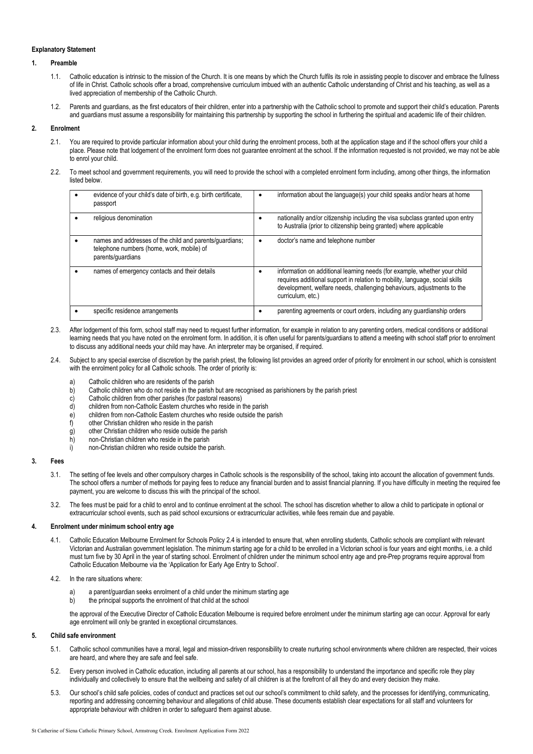**Explanatory Statement**

**1. Preamble**

1.1. Catholic education is intrinsic to the mission of the Church. It is one means by which the Church fulfils its role in assisting people to discover and embrace the fullness of life in Christ. Catholic schools offer a broad, comprehensive curriculum imbued with an authentic Catholic understanding of Christ and his teaching, as well as a lived appreciation of membership of the Catholic Church.

1.2. Parents and guardians, as the first educators of their children, enter into a partnership with the Catholic school to promote and support their child's education. Parents and guardians must assume a responsibility for maintaining this partnership by supporting the school in furthering the spiritual and academic life of their children.

**2. Enrolment**

2.1. You are required to provide particular information about your child during the enrolment process, both at the application stage and if the school offers your child a place. Please note that lodgement of the enrolment form does not guarantee enrolment at the school. If the information requested is not provided, we may not be able to enrol your child.

2.2. To meet school and government requirements, you will need to provide the school with a completed enrolment form including, among other things, the information listed below.

| | |
|---|---|
| • evidence of your child's date of birth, e.g. birth certificate, passport | • information about the language(s) your child speaks and/or hears at home |
| • religious denomination | • nationality and/or citizenship including the visa subclass granted upon entry to Australia (prior to citizenship being granted) where applicable |
| • names and addresses of the child and parents/guardians; telephone numbers (home, work, mobile) of parents/guardians | • doctor's name and telephone number |
| • names of emergency contacts and their details | • information on additional learning needs (for example, whether your child requires additional support in relation to mobility, language, social skills development, welfare needs, challenging behaviours, adjustments to the curriculum, etc.) |
| • specific residence arrangements | • parenting agreements or court orders, including any guardianship orders |

2.3. After lodgement of this form, school staff may need to request further information, for example in relation to any parenting orders, medical conditions or additional learning needs that you have noted on the enrolment form. In addition, it is often useful for parents/guardians to attend a meeting with school staff prior to enrolment to discuss any additional needs your child may have. An interpreter may be organised, if required.

2.4. Subject to any special exercise of discretion by the parish priest, the following list provides an agreed order of priority for enrolment in our school, which is consistent with the enrolment policy for all Catholic schools. The order of priority is:

a) Catholic children who are residents of the parish
b) Catholic children who do not reside in the parish but are recognised as parishioners by the parish priest
c) Catholic children from other parishes (for pastoral reasons)
d) children from non-Catholic Eastern churches who reside in the parish
e) children from non-Catholic Eastern churches who reside outside the parish
f) other Christian children who reside in the parish
g) other Christian children who reside outside the parish
h) non-Christian children who reside in the parish
i) non-Christian children who reside outside the parish.

**3. Fees**

3.1. The setting of fee levels and other compulsory charges in Catholic schools is the responsibility of the school, taking into account the allocation of government funds. The school offers a number of methods for paying fees to reduce any financial burden and to assist financial planning. If you have difficulty in meeting the required fee payment, you are welcome to discuss this with the principal of the school.

3.2. The fees must be paid for a child to enrol and to continue enrolment at the school. The school has discretion whether to allow a child to participate in optional or extracurricular school events, such as paid school excursions or extracurricular activities, while fees remain due and payable.

**4. Enrolment under minimum school entry age**

4.1. Catholic Education Melbourne Enrolment for Schools Policy 2.4 is intended to ensure that, when enrolling students, Catholic schools are compliant with relevant Victorian and Australian government legislation. The minimum starting age for a child to be enrolled in a Victorian school is four years and eight months, i.e. a child must turn five by 30 April in the year of starting school. Enrolment of children under the minimum school entry age and pre-Prep programs require approval from Catholic Education Melbourne via the 'Application for Early Age Entry to School'.

4.2. In the rare situations where:

a) a parent/guardian seeks enrolment of a child under the minimum starting age
b) the principal supports the enrolment of that child at the school

the approval of the Executive Director of Catholic Education Melbourne is required before enrolment under the minimum starting age can occur. Approval for early age enrolment will only be granted in exceptional circumstances.

**5. Child safe environment**

5.1. Catholic school communities have a moral, legal and mission-driven responsibility to create nurturing school environments where children are respected, their voices are heard, and where they are safe and feel safe.

5.2. Every person involved in Catholic education, including all parents at our school, has a responsibility to understand the importance and specific role they play individually and collectively to ensure that the wellbeing and safety of all children is at the forefront of all they do and every decision they make.

5.3. Our school's child safe policies, codes of conduct and practices set out our school's commitment to child safety, and the processes for identifying, communicating, reporting and addressing concerning behaviour and allegations of child abuse. These documents establish clear expectations for all staff and volunteers for appropriate behaviour with children in order to safeguard them against abuse.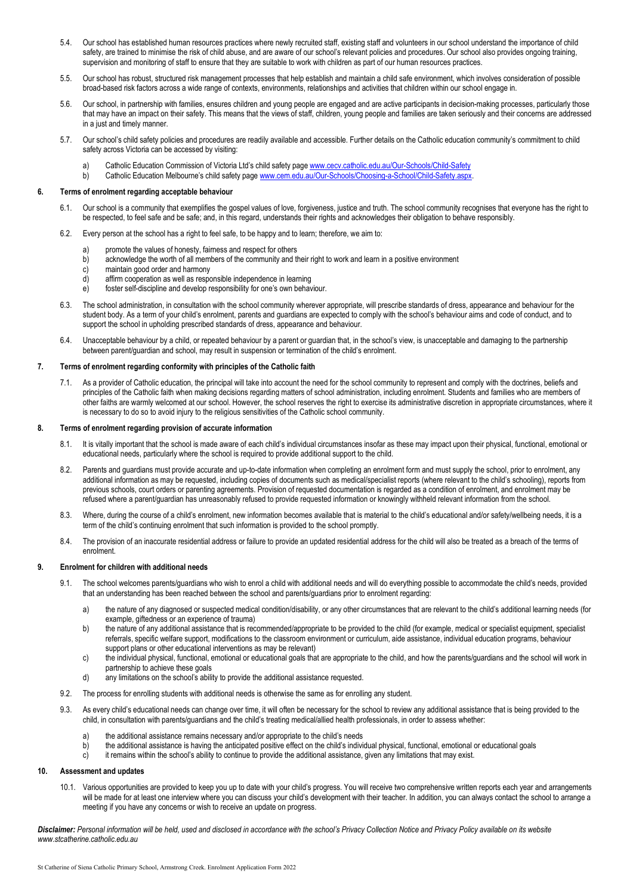5.4. Our school has established human resources practices where newly recruited staff, existing staff and volunteers in our school understand the importance of child safety, are trained to minimise the risk of child abuse, and are aware of our school's relevant policies and procedures. Our school also provides ongoing training, supervision and monitoring of staff to ensure that they are suitable to work with children as part of our human resources practices.

5.5. Our school has robust, structured risk management processes that help establish and maintain a child safe environment, which involves consideration of possible broad-based risk factors across a wide range of contexts, environments, relationships and activities that children within our school engage in.

5.6. Our school, in partnership with families, ensures children and young people are engaged and are active participants in decision-making processes, particularly those that may have an impact on their safety. This means that the views of staff, children, young people and families are taken seriously and their concerns are addressed in a just and timely manner.

5.7. Our school's child safety policies and procedures are readily available and accessible. Further details on the Catholic education community's commitment to child safety across Victoria can be accessed by visiting:

a) Catholic Education Commission of Victoria Ltd's child safety page [www.cecv.catholic.edu.au/Our-Schools/Child-Safety](www.cecv.catholic.edu.au/Our-Schools/Child-Safety)
b) Catholic Education Melbourne's child safety page [www.cem.edu.au/Our-Schools/Choosing-a-School/Child-Safety.aspx](www.cem.edu.au/Our-Schools/Choosing-a-School/Child-Safety.aspx).

### 6. Terms of enrolment regarding acceptable behaviour

6.1. Our school is a community that exemplifies the gospel values of love, forgiveness, justice and truth. The school community recognises that everyone has the right to be respected, to feel safe and be safe; and, in this regard, understands their rights and acknowledges their obligation to behave responsibly.

6.2. Every person at the school has a right to feel safe, to be happy and to learn; therefore, we aim to:

a) promote the values of honesty, fairness and respect for others
b) acknowledge the worth of all members of the community and their right to work and learn in a positive environment
c) maintain good order and harmony
d) affirm cooperation as well as responsible independence in learning
e) foster self-discipline and develop responsibility for one's own behaviour.

6.3. The school administration, in consultation with the school community wherever appropriate, will prescribe standards of dress, appearance and behaviour for the student body. As a term of your child's enrolment, parents and guardians are expected to comply with the school's behaviour aims and code of conduct, and to support the school in upholding prescribed standards of dress, appearance and behaviour.

6.4. Unacceptable behaviour by a child, or repeated behaviour by a parent or guardian that, in the school's view, is unacceptable and damaging to the partnership between parent/guardian and school, may result in suspension or termination of the child's enrolment.

### 7. Terms of enrolment regarding conformity with principles of the Catholic faith

7.1. As a provider of Catholic education, the principal will take into account the need for the school community to represent and comply with the doctrines, beliefs and principles of the Catholic faith when making decisions regarding matters of school administration, including enrolment. Students and families who are members of other faiths are warmly welcomed at our school. However, the school reserves the right to exercise its administrative discretion in appropriate circumstances, where it is necessary to do so to avoid injury to the religious sensitivities of the Catholic school community.

### 8. Terms of enrolment regarding provision of accurate information

8.1. It is vitally important that the school is made aware of each child's individual circumstances insofar as these may impact upon their physical, functional, emotional or educational needs, particularly where the school is required to provide additional support to the child.

8.2. Parents and guardians must provide accurate and up-to-date information when completing an enrolment form and must supply the school, prior to enrolment, any additional information as may be requested, including copies of documents such as medical/specialist reports (where relevant to the child's schooling), reports from previous schools, court orders or parenting agreements. Provision of requested documentation is regarded as a condition of enrolment, and enrolment may be refused where a parent/guardian has unreasonably refused to provide requested information or knowingly withheld relevant information from the school.

8.3. Where, during the course of a child's enrolment, new information becomes available that is material to the child's educational and/or safety/wellbeing needs, it is a term of the child's continuing enrolment that such information is provided to the school promptly.

8.4. The provision of an inaccurate residential address or failure to provide an updated residential address for the child will also be treated as a breach of the terms of enrolment.

### 9. Enrolment for children with additional needs

9.1. The school welcomes parents/guardians who wish to enrol a child with additional needs and will do everything possible to accommodate the child's needs, provided that an understanding has been reached between the school and parents/guardians prior to enrolment regarding:

a) the nature of any diagnosed or suspected medical condition/disability, or any other circumstances that are relevant to the child's additional learning needs (for example, giftedness or an experience of trauma)
b) the nature of any additional assistance that is recommended/appropriate to be provided to the child (for example, medical or specialist equipment, specialist referrals, specific welfare support, modifications to the classroom environment or curriculum, aide assistance, individual education programs, behaviour support plans or other educational interventions as may be relevant)
c) the individual physical, functional, emotional or educational goals that are appropriate to the child, and how the parents/guardians and the school will work in partnership to achieve these goals
d) any limitations on the school's ability to provide the additional assistance requested.

9.2. The process for enrolling students with additional needs is otherwise the same as for enrolling any student.

9.3. As every child's educational needs can change over time, it will often be necessary for the school to review any additional assistance that is being provided to the child, in consultation with parents/guardians and the child's treating medical/allied health professionals, in order to assess whether:

a) the additional assistance remains necessary and/or appropriate to the child's needs
b) the additional assistance is having the anticipated positive effect on the child's individual physical, functional, emotional or educational goals
c) it remains within the school's ability to continue to provide the additional assistance, given any limitations that may exist.

### 10. Assessment and updates

10.1. Various opportunities are provided to keep you up to date with your child's progress. You will receive two comprehensive written reports each year and arrangements will be made for at least one interview where you can discuss your child's development with their teacher. In addition, you can always contact the school to arrange a meeting if you have any concerns or wish to receive an update on progress.

***Disclaimer:*** *Personal information will be held, used and disclosed in accordance with the school's Privacy Collection Notice and Privacy Policy available on its website www.stcatherine.catholic.edu.au*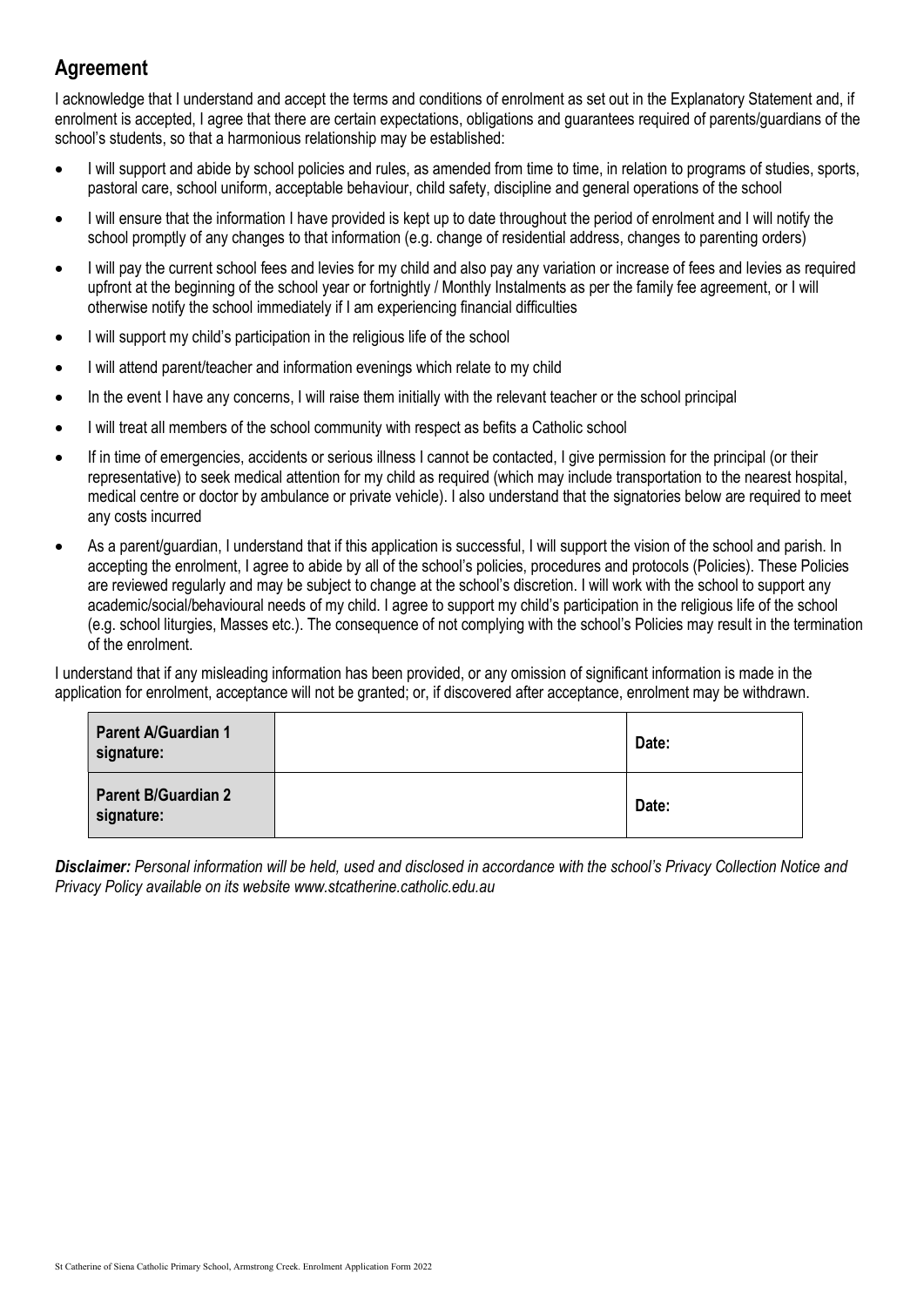## Agreement

I acknowledge that I understand and accept the terms and conditions of enrolment as set out in the Explanatory Statement and, if enrolment is accepted, I agree that there are certain expectations, obligations and guarantees required of parents/guardians of the school's students, so that a harmonious relationship may be established:

- I will support and abide by school policies and rules, as amended from time to time, in relation to programs of studies, sports, pastoral care, school uniform, acceptable behaviour, child safety, discipline and general operations of the school
- I will ensure that the information I have provided is kept up to date throughout the period of enrolment and I will notify the school promptly of any changes to that information (e.g. change of residential address, changes to parenting orders)
- I will pay the current school fees and levies for my child and also pay any variation or increase of fees and levies as required upfront at the beginning of the school year or fortnightly / Monthly Instalments as per the family fee agreement, or I will otherwise notify the school immediately if I am experiencing financial difficulties
- I will support my child's participation in the religious life of the school
- I will attend parent/teacher and information evenings which relate to my child
- In the event I have any concerns, I will raise them initially with the relevant teacher or the school principal
- I will treat all members of the school community with respect as befits a Catholic school
- If in time of emergencies, accidents or serious illness I cannot be contacted, I give permission for the principal (or their representative) to seek medical attention for my child as required (which may include transportation to the nearest hospital, medical centre or doctor by ambulance or private vehicle). I also understand that the signatories below are required to meet any costs incurred
- As a parent/guardian, I understand that if this application is successful, I will support the vision of the school and parish. In accepting the enrolment, I agree to abide by all of the school's policies, procedures and protocols (Policies). These Policies are reviewed regularly and may be subject to change at the school's discretion. I will work with the school to support any academic/social/behavioural needs of my child. I agree to support my child's participation in the religious life of the school (e.g. school liturgies, Masses etc.). The consequence of not complying with the school's Policies may result in the termination of the enrolment.

I understand that if any misleading information has been provided, or any omission of significant information is made in the application for enrolment, acceptance will not be granted; or, if discovered after acceptance, enrolment may be withdrawn.

| **Parent A/Guardian 1 signature:** | | **Date:** |
|---|---|---|
| **Parent B/Guardian 2 signature:** | | **Date:** |

***Disclaimer:*** *Personal information will be held, used and disclosed in accordance with the school's Privacy Collection Notice and Privacy Policy available on its website www.stcatherine.catholic.edu.au*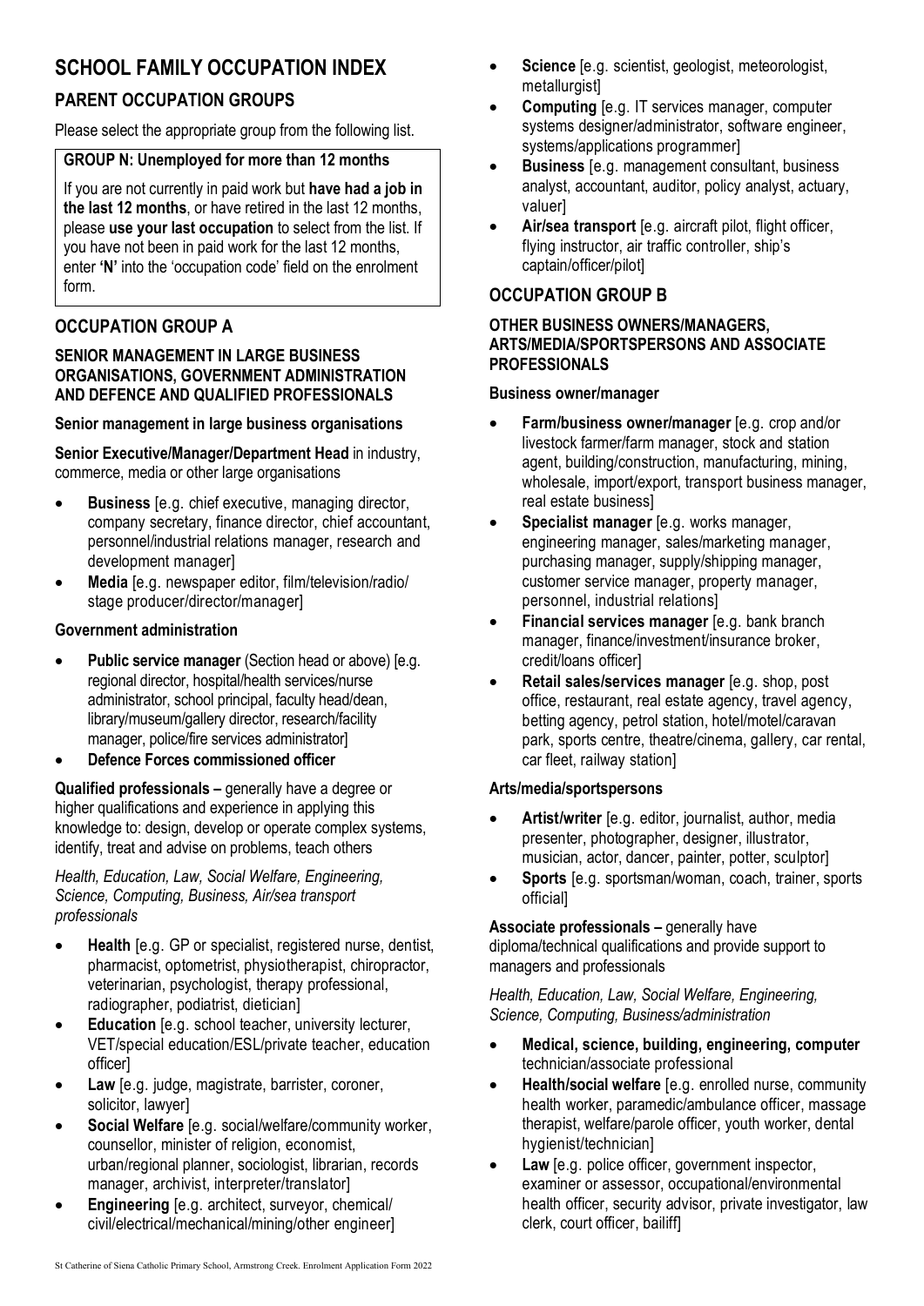# SCHOOL FAMILY OCCUPATION INDEX

## PARENT OCCUPATION GROUPS

Please select the appropriate group from the following list.

**GROUP N: Unemployed for more than 12 months**

If you are not currently in paid work but **have had a job in the last 12 months**, or have retired in the last 12 months, please **use your last occupation** to select from the list. If you have not been in paid work for the last 12 months, enter **'N'** into the 'occupation code' field on the enrolment form.

## OCCUPATION GROUP A

### SENIOR MANAGEMENT IN LARGE BUSINESS ORGANISATIONS, GOVERNMENT ADMINISTRATION AND DEFENCE AND QUALIFIED PROFESSIONALS

**Senior management in large business organisations**

**Senior Executive/Manager/Department Head** in industry, commerce, media or other large organisations

- **Business** [e.g. chief executive, managing director, company secretary, finance director, chief accountant, personnel/industrial relations manager, research and development manager]
- **Media** [e.g. newspaper editor, film/television/radio/ stage producer/director/manager]

**Government administration**

- **Public service manager** (Section head or above) [e.g. regional director, hospital/health services/nurse administrator, school principal, faculty head/dean, library/museum/gallery director, research/facility manager, police/fire services administrator]
- **Defence Forces commissioned officer**

**Qualified professionals –** generally have a degree or higher qualifications and experience in applying this knowledge to: design, develop or operate complex systems, identify, treat and advise on problems, teach others

*Health, Education, Law, Social Welfare, Engineering, Science, Computing, Business, Air/sea transport professionals*

- **Health** [e.g. GP or specialist, registered nurse, dentist, pharmacist, optometrist, physiotherapist, chiropractor, veterinarian, psychologist, therapy professional, radiographer, podiatrist, dietician]
- **Education** [e.g. school teacher, university lecturer, VET/special education/ESL/private teacher, education officer]
- **Law** [e.g. judge, magistrate, barrister, coroner, solicitor, lawyer]
- **Social Welfare** [e.g. social/welfare/community worker, counsellor, minister of religion, economist, urban/regional planner, sociologist, librarian, records manager, archivist, interpreter/translator]
- **Engineering** [e.g. architect, surveyor, chemical/ civil/electrical/mechanical/mining/other engineer]
- **Science** [e.g. scientist, geologist, meteorologist, metallurgist]
- **Computing** [e.g. IT services manager, computer systems designer/administrator, software engineer, systems/applications programmer]
- **Business** [e.g. management consultant, business analyst, accountant, auditor, policy analyst, actuary, valuer]
- **Air/sea transport** [e.g. aircraft pilot, flight officer, flying instructor, air traffic controller, ship's captain/officer/pilot]

## OCCUPATION GROUP B

### OTHER BUSINESS OWNERS/MANAGERS, ARTS/MEDIA/SPORTSPERSONS AND ASSOCIATE PROFESSIONALS

**Business owner/manager**

- **Farm/business owner/manager** [e.g. crop and/or livestock farmer/farm manager, stock and station agent, building/construction, manufacturing, mining, wholesale, import/export, transport business manager, real estate business]
- **Specialist manager** [e.g. works manager, engineering manager, sales/marketing manager, purchasing manager, supply/shipping manager, customer service manager, property manager, personnel, industrial relations]
- **Financial services manager** [e.g. bank branch manager, finance/investment/insurance broker, credit/loans officer]
- **Retail sales/services manager** [e.g. shop, post office, restaurant, real estate agency, travel agency, betting agency, petrol station, hotel/motel/caravan park, sports centre, theatre/cinema, gallery, car rental, car fleet, railway station]

**Arts/media/sportspersons**

- **Artist/writer** [e.g. editor, journalist, author, media presenter, photographer, designer, illustrator, musician, actor, dancer, painter, potter, sculptor]
- **Sports** [e.g. sportsman/woman, coach, trainer, sports official]

**Associate professionals –** generally have diploma/technical qualifications and provide support to managers and professionals

*Health, Education, Law, Social Welfare, Engineering, Science, Computing, Business/administration*

- **Medical, science, building, engineering, computer** technician/associate professional
- **Health/social welfare** [e.g. enrolled nurse, community health worker, paramedic/ambulance officer, massage therapist, welfare/parole officer, youth worker, dental hygienist/technician]
- **Law** [e.g. police officer, government inspector, examiner or assessor, occupational/environmental health officer, security advisor, private investigator, law clerk, court officer, bailiff]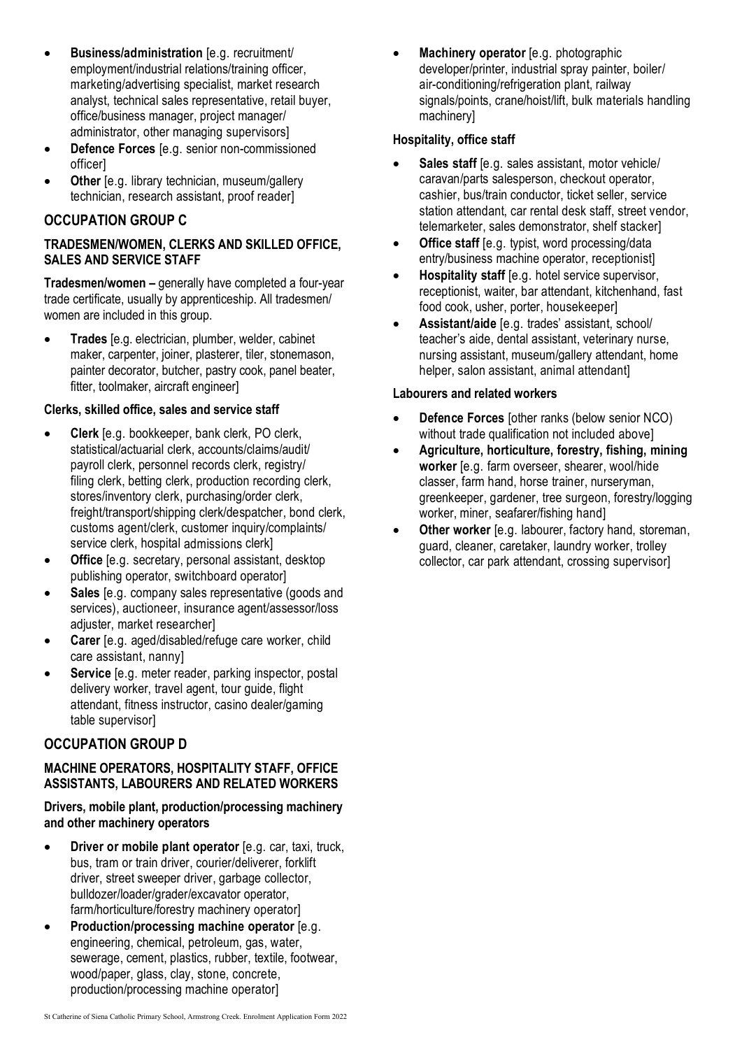- **Business/administration** [e.g. recruitment/ employment/industrial relations/training officer, marketing/advertising specialist, market research analyst, technical sales representative, retail buyer, office/business manager, project manager/ administrator, other managing supervisors]
- **Defence Forces** [e.g. senior non-commissioned officer]
- **Other** [e.g. library technician, museum/gallery technician, research assistant, proof reader]

## OCCUPATION GROUP C

### TRADESMEN/WOMEN, CLERKS AND SKILLED OFFICE, SALES AND SERVICE STAFF

**Tradesmen/women –** generally have completed a four-year trade certificate, usually by apprenticeship. All tradesmen/ women are included in this group.

- **Trades** [e.g. electrician, plumber, welder, cabinet maker, carpenter, joiner, plasterer, tiler, stonemason, painter decorator, butcher, pastry cook, panel beater, fitter, toolmaker, aircraft engineer]

#### Clerks, skilled office, sales and service staff

- **Clerk** [e.g. bookkeeper, bank clerk, PO clerk, statistical/actuarial clerk, accounts/claims/audit/ payroll clerk, personnel records clerk, registry/ filing clerk, betting clerk, production recording clerk, stores/inventory clerk, purchasing/order clerk, freight/transport/shipping clerk/despatcher, bond clerk, customs agent/clerk, customer inquiry/complaints/ service clerk, hospital admissions clerk]
- **Office** [e.g. secretary, personal assistant, desktop publishing operator, switchboard operator]
- **Sales** [e.g. company sales representative (goods and services), auctioneer, insurance agent/assessor/loss adjuster, market researcher]
- **Carer** [e.g. aged/disabled/refuge care worker, child care assistant, nanny]
- **Service** [e.g. meter reader, parking inspector, postal delivery worker, travel agent, tour guide, flight attendant, fitness instructor, casino dealer/gaming table supervisor]

## OCCUPATION GROUP D

### MACHINE OPERATORS, HOSPITALITY STAFF, OFFICE ASSISTANTS, LABOURERS AND RELATED WORKERS

#### Drivers, mobile plant, production/processing machinery and other machinery operators

- **Driver or mobile plant operator** [e.g. car, taxi, truck, bus, tram or train driver, courier/deliverer, forklift driver, street sweeper driver, garbage collector, bulldozer/loader/grader/excavator operator, farm/horticulture/forestry machinery operator]
- **Production/processing machine operator** [e.g. engineering, chemical, petroleum, gas, water, sewerage, cement, plastics, rubber, textile, footwear, wood/paper, glass, clay, stone, concrete, production/processing machine operator]
- **Machinery operator** [e.g. photographic developer/printer, industrial spray painter, boiler/ air-conditioning/refrigeration plant, railway signals/points, crane/hoist/lift, bulk materials handling machinery]

#### Hospitality, office staff

- **Sales staff** [e.g. sales assistant, motor vehicle/ caravan/parts salesperson, checkout operator, cashier, bus/train conductor, ticket seller, service station attendant, car rental desk staff, street vendor, telemarketer, sales demonstrator, shelf stacker]
- **Office staff** [e.g. typist, word processing/data entry/business machine operator, receptionist]
- **Hospitality staff** [e.g. hotel service supervisor, receptionist, waiter, bar attendant, kitchenhand, fast food cook, usher, porter, housekeeper]
- **Assistant/aide** [e.g. trades' assistant, school/ teacher's aide, dental assistant, veterinary nurse, nursing assistant, museum/gallery attendant, home helper, salon assistant, animal attendant]

#### Labourers and related workers

- **Defence Forces** [other ranks (below senior NCO) without trade qualification not included above]
- **Agriculture, horticulture, forestry, fishing, mining worker** [e.g. farm overseer, shearer, wool/hide classer, farm hand, horse trainer, nurseryman, greenkeeper, gardener, tree surgeon, forestry/logging worker, miner, seafarer/fishing hand]
- **Other worker** [e.g. labourer, factory hand, storeman, guard, cleaner, caretaker, laundry worker, trolley collector, car park attendant, crossing supervisor]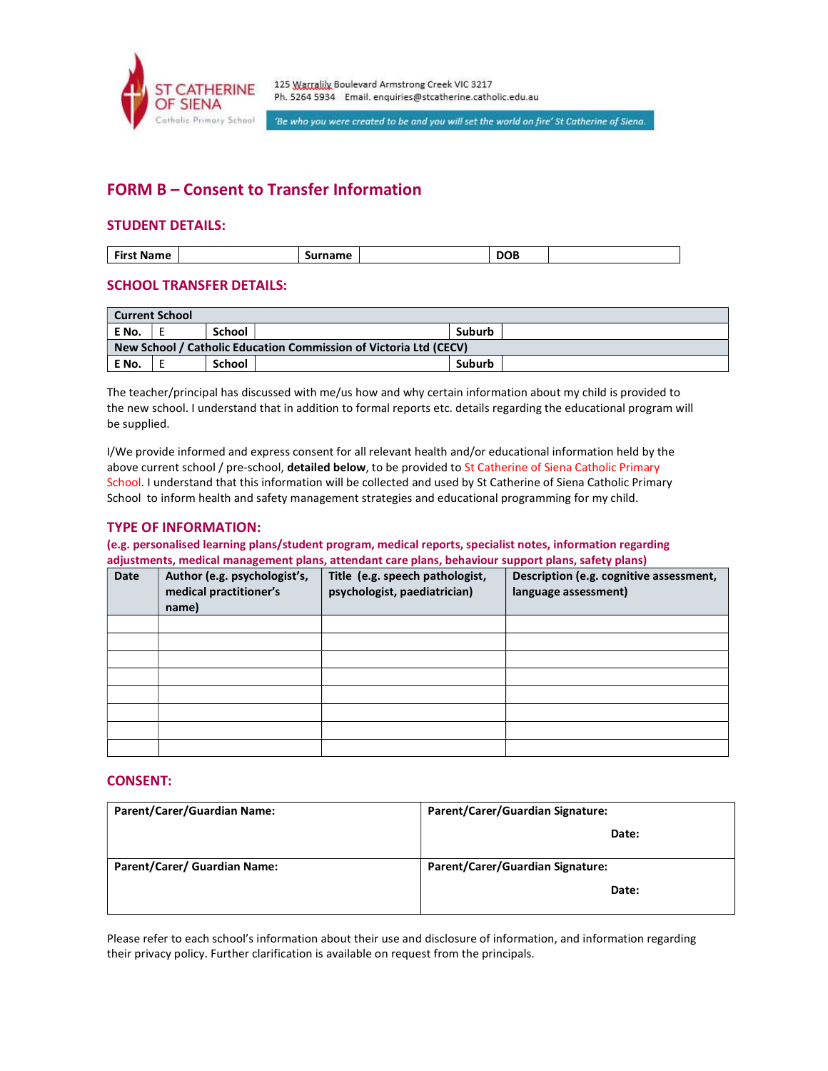ST CATHERINE OF SIENA
Catholic Primary School

125 Warralily Boulevard Armstrong Creek VIC 3217
Ph. 5264 5934 Email. enquiries@stcatherine.catholic.edu.au

*'Be who you were created to be and you will set the world on fire' St Catherine of Siena.*

## FORM B – Consent to Transfer Information

### STUDENT DETAILS:

| First Name | | Surname | | DOB | |
|---|---|---|---|---|---|

### SCHOOL TRANSFER DETAILS:

| Current School | | | | | |
|---|---|---|---|---|---|
| E No. | E | School | | Suburb | |
| New School / Catholic Education Commission of Victoria Ltd (CECV) | | | | | |
| E No. | E | School | | Suburb | |

The teacher/principal has discussed with me/us how and why certain information about my child is provided to the new school. I understand that in addition to formal reports etc. details regarding the educational program will be supplied.

I/We provide informed and express consent for all relevant health and/or educational information held by the above current school / pre-school, **detailed below**, to be provided to St Catherine of Siena Catholic Primary School. I understand that this information will be collected and used by St Catherine of Siena Catholic Primary School to inform health and safety management strategies and educational programming for my child.

### TYPE OF INFORMATION:

**(e.g. personalised learning plans/student program, medical reports, specialist notes, information regarding adjustments, medical management plans, attendant care plans, behaviour support plans, safety plans)**

| Date | Author (e.g. psychologist's, medical practitioner's name) | Title (e.g. speech pathologist, psychologist, paediatrician) | Description (e.g. cognitive assessment, language assessment) |
|---|---|---|---|
| | | | |
| | | | |
| | | | |
| | | | |
| | | | |
| | | | |
| | | | |
| | | | |

### CONSENT:

| | |
|---|---|
| Parent/Carer/Guardian Name: | Parent/Carer/Guardian Signature: <br> Date: |
| Parent/Carer/ Guardian Name: | Parent/Carer/Guardian Signature: <br> Date: |

Please refer to each school's information about their use and disclosure of information, and information regarding their privacy policy. Further clarification is available on request from the principals.